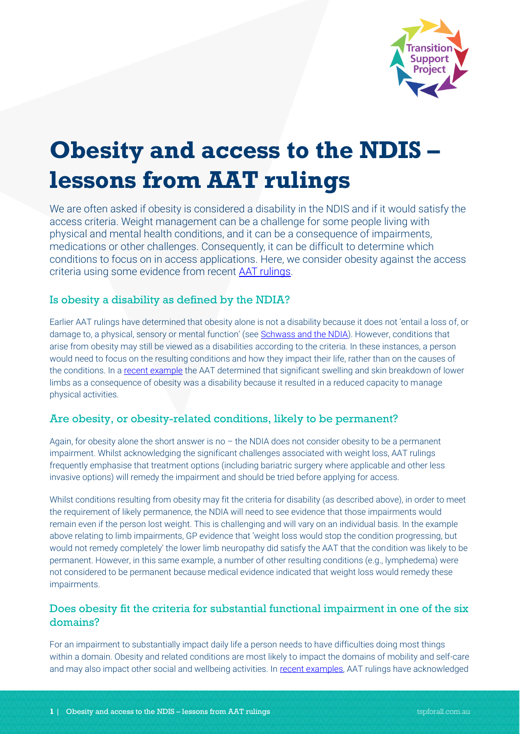# Obesity and access to the NDIS – lessons from AAT rulings

We are often asked if obesity is considered a disability in the NDIS and if it would satisfy the access criteria. Weight management can be a challenge for some people living with physical and mental health conditions, and it can be a consequence of impairments, medications or other challenges. Consequently, it can be difficult to determine which conditions to focus on in access applications. Here, we consider obesity against the access criteria using some evidence from recent AAT rulings.

## Is obesity a disability as defined by the NDIA?

Earlier AAT rulings have determined that obesity alone is not a disability because it does not 'entail a loss of, or damage to, a physical, sensory or mental function' (see Schwass and the NDIA). However, conditions that arise from obesity may still be viewed as a disabilities according to the criteria. In these instances, a person would need to focus on the resulting conditions and how they impact their life, rather than on the causes of the conditions. In a recent example the AAT determined that significant swelling and skin breakdown of lower limbs as a consequence of obesity was a disability because it resulted in a reduced capacity to manage physical activities.

## Are obesity, or obesity-related conditions, likely to be permanent?

Again, for obesity alone the short answer is no – the NDIA does not consider obesity to be a permanent impairment. Whilst acknowledging the significant challenges associated with weight loss, AAT rulings frequently emphasise that treatment options (including bariatric surgery where applicable and other less invasive options) will remedy the impairment and should be tried before applying for access.

Whilst conditions resulting from obesity may fit the criteria for disability (as described above), in order to meet the requirement of likely permanence, the NDIA will need to see evidence that those impairments would remain even if the person lost weight. This is challenging and will vary on an individual basis. In the example above relating to limb impairments, GP evidence that 'weight loss would stop the condition progressing, but would not remedy completely' the lower limb neuropathy did satisfy the AAT that the condition was likely to be permanent. However, in this same example, a number of other resulting conditions (e.g., lymphedema) were not considered to be permanent because medical evidence indicated that weight loss would remedy these impairments.

## Does obesity fit the criteria for substantial functional impairment in one of the six domains?

For an impairment to substantially impact daily life a person needs to have difficulties doing most things within a domain. Obesity and related conditions are most likely to impact the domains of mobility and self-care and may also impact other social and wellbeing activities. In recent examples, AAT rulings have acknowledged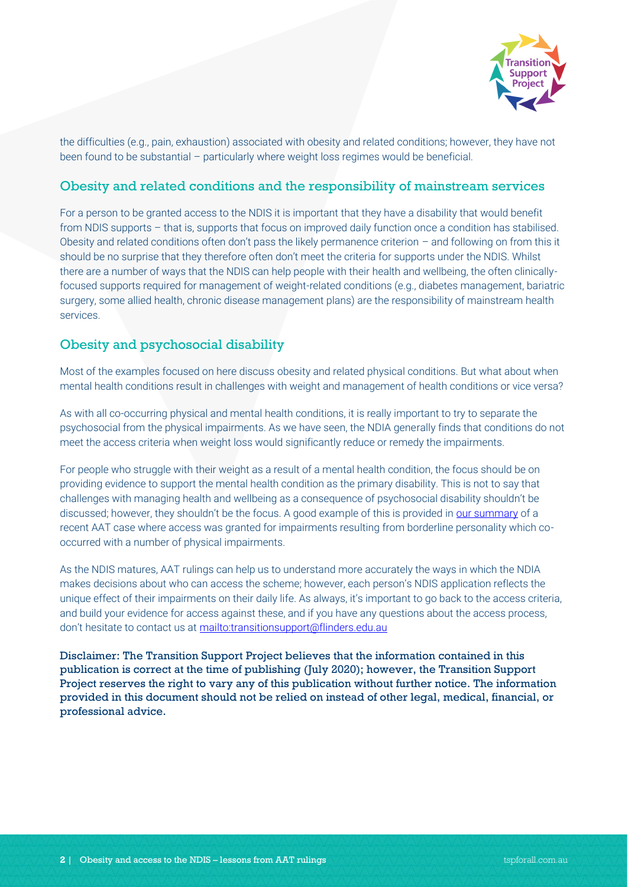the difficulties (e.g., pain, exhaustion) associated with obesity and related conditions; however, they have not been found to be substantial – particularly where weight loss regimes would be beneficial.

## Obesity and related conditions and the responsibility of mainstream services

For a person to be granted access to the NDIS it is important that they have a disability that would benefit from NDIS supports – that is, supports that focus on improved daily function once a condition has stabilised. Obesity and related conditions often don't pass the likely permanence criterion – and following on from this it should be no surprise that they therefore often don't meet the criteria for supports under the NDIS. Whilst there are a number of ways that the NDIS can help people with their health and wellbeing, the often clinically-focused supports required for management of weight-related conditions (e.g., diabetes management, bariatric surgery, some allied health, chronic disease management plans) are the responsibility of mainstream health services.

## Obesity and psychosocial disability

Most of the examples focused on here discuss obesity and related physical conditions. But what about when mental health conditions result in challenges with weight and management of health conditions or vice versa?

As with all co-occurring physical and mental health conditions, it is really important to try to separate the psychosocial from the physical impairments. As we have seen, the NDIA generally finds that conditions do not meet the access criteria when weight loss would significantly reduce or remedy the impairments.

For people who struggle with their weight as a result of a mental health condition, the focus should be on providing evidence to support the mental health condition as the primary disability. This is not to say that challenges with managing health and wellbeing as a consequence of psychosocial disability shouldn't be discussed; however, they shouldn't be the focus. A good example of this is provided in our summary of a recent AAT case where access was granted for impairments resulting from borderline personality which co-occurred with a number of physical impairments.

As the NDIS matures, AAT rulings can help us to understand more accurately the ways in which the NDIA makes decisions about who can access the scheme; however, each person's NDIS application reflects the unique effect of their impairments on their daily life. As always, it's important to go back to the access criteria, and build your evidence for access against these, and if you have any questions about the access process, don't hesitate to contact us at mailto:transitionsupport@flinders.edu.au

**Disclaimer: The Transition Support Project believes that the information contained in this publication is correct at the time of publishing (July 2020); however, the Transition Support Project reserves the right to vary any of this publication without further notice. The information provided in this document should not be relied on instead of other legal, medical, financial, or professional advice.**